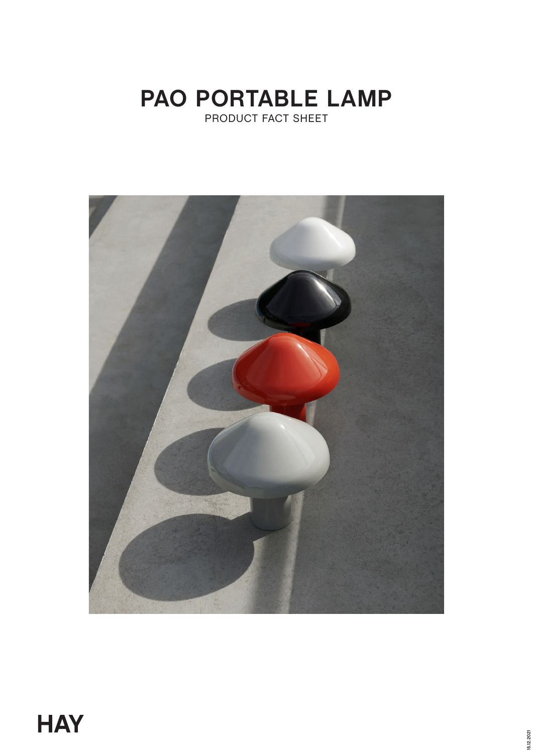# PAO PORTABLE LAMP

PRODUCT FACT SHEET

HAY

15.12.2021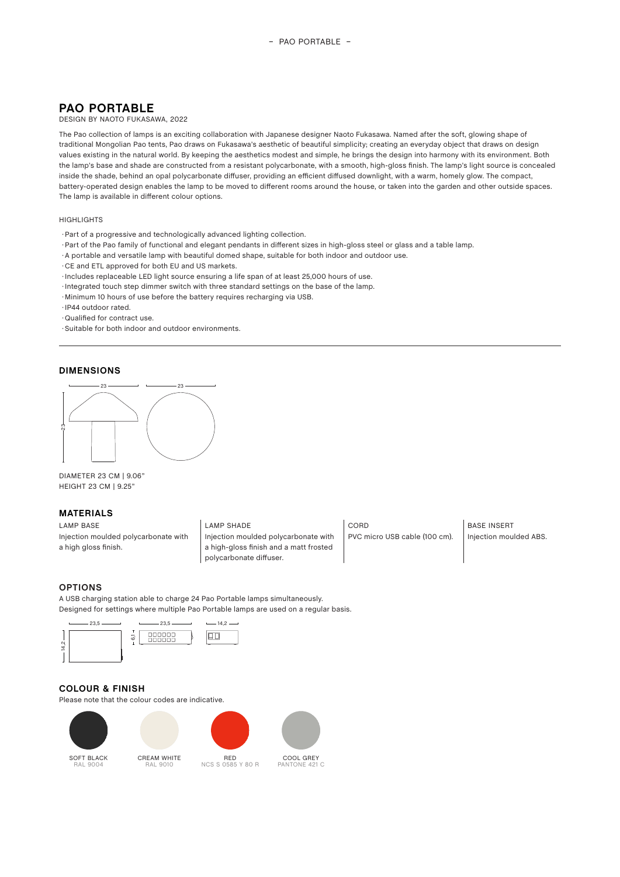# PAO PORTABLE

DESIGN BY NAOTO FUKASAWA, 2022

The Pao collection of lamps is an exciting collaboration with Japanese designer Naoto Fukasawa. Named after the soft, glowing shape of traditional Mongolian Pao tents, Pao draws on Fukasawa's aesthetic of beautiful simplicity; creating an everyday object that draws on design values existing in the natural world. By keeping the aesthetics modest and simple, he brings the design into harmony with its environment. Both the lamp's base and shade are constructed from a resistant polycarbonate, with a smooth, high-gloss finish. The lamp's light source is concealed inside the shade, behind an opal polycarbonate diffuser, providing an efficient diffused downlight, with a warm, homely glow. The compact, battery-operated design enables the lamp to be moved to different rooms around the house, or taken into the garden and other outside spaces. The lamp is available in different colour options.

HIGHLIGHTS

- Part of a progressive and technologically advanced lighting collection.
- Part of the Pao family of functional and elegant pendants in different sizes in high-gloss steel or glass and a table lamp.
- A portable and versatile lamp with beautiful domed shape, suitable for both indoor and outdoor use.
- CE and ETL approved for both EU and US markets.
- Includes replaceable LED light source ensuring a life span of at least 25,000 hours of use.
- Integrated touch step dimmer switch with three standard settings on the base of the lamp.
- Minimum 10 hours of use before the battery requires recharging via USB.
- IP44 outdoor rated.
- Qualified for contract use.
- Suitable for both indoor and outdoor environments.

## DIMENSIONS

23 | 23 | 23

DIAMETER 23 CM | 9.06"
HEIGHT 23 CM | 9.25"

## MATERIALS

| LAMP BASE | LAMP SHADE | CORD | BASE INSERT |
|---|---|---|---|
| Injection moulded polycarbonate with a high gloss finish. | Injection moulded polycarbonate with a high-gloss finish and a matt frosted polycarbonate diffuser. | PVC micro USB cable (100 cm). | Injection moulded ABS. |

## OPTIONS

A USB charging station able to charge 24 Pao Portable lamps simultaneously.
Designed for settings where multiple Pao Portable lamps are used on a regular basis.

23,5 | 14,2 | 23,5 | 6,1 | 14,2

## COLOUR & FINISH

Please note that the colour codes are indicative.

- SOFT BLACK – RAL 9004
- CREAM WHITE – RAL 9010
- RED – NCS S 0585 Y 80 R
- COOL GREY – PANTONE 421 C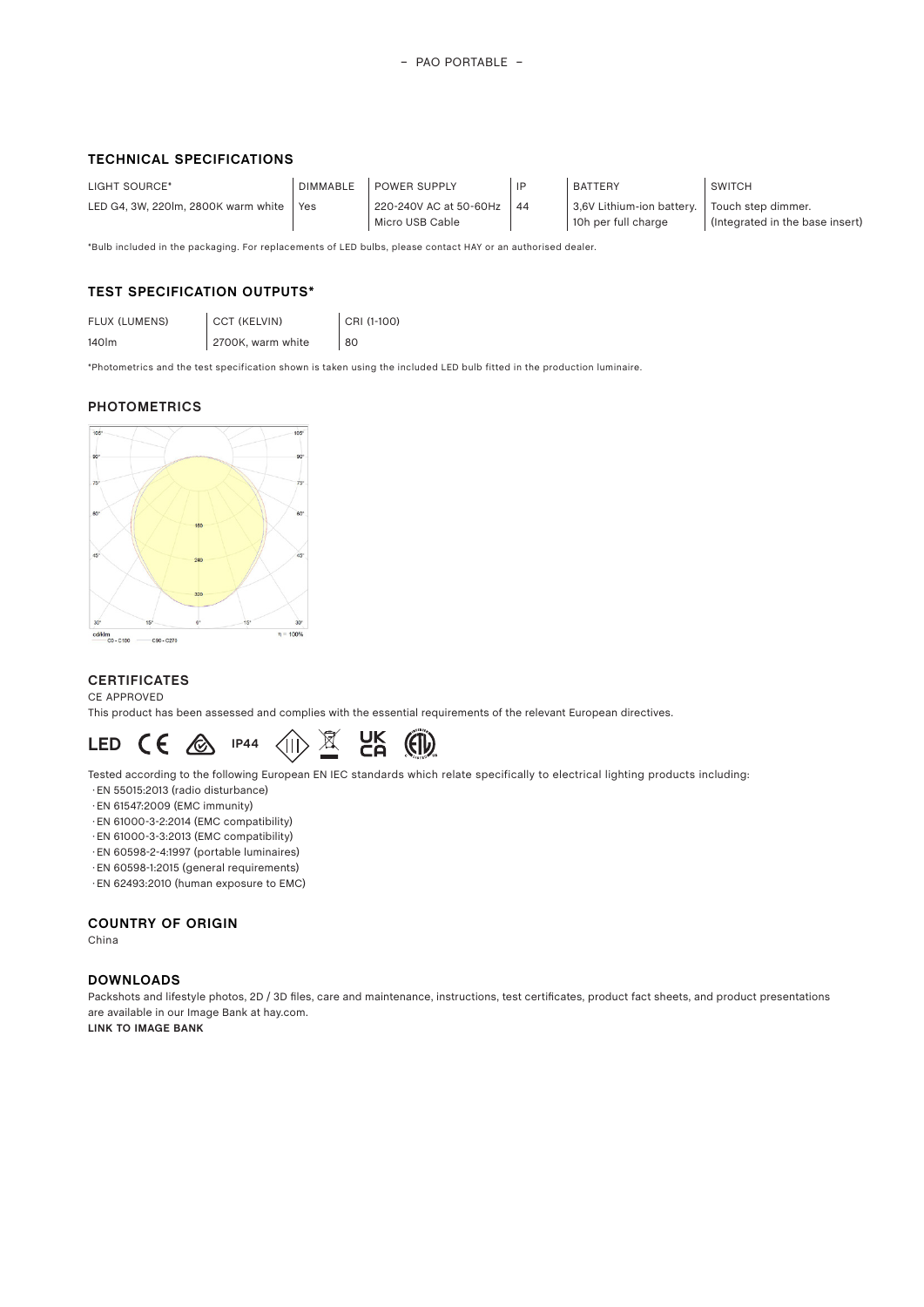# – PAO PORTABLE –

## TECHNICAL SPECIFICATIONS

| LIGHT SOURCE* | DIMMABLE | POWER SUPPLY | IP | BATTERY | SWITCH |
| --- | --- | --- | --- | --- | --- |
| LED G4, 3W, 220lm, 2800K warm white | Yes | 220-240V AC at 50-60Hz Micro USB Cable | 44 | 3,6V Lithium-ion battery. 10h per full charge | Touch step dimmer. (Integrated in the base insert) |

*Bulb included in the packaging. For replacements of LED bulbs, please contact HAY or an authorised dealer.

## TEST SPECIFICATION OUTPUTS*

| FLUX (LUMENS) | CCT (KELVIN) | CRI (1-100) |
| --- | --- | --- |
| 140lm | 2700K, warm white | 80 |

*Photometrics and the test specification shown is taken using the included LED bulb fitted in the production luminaire.

## PHOTOMETRICS

105° 105°
90° 90°
75° 75°
60° 60°
45° 45°
30° 15° 0° 15° 30°
160
240
320
cd/klm
C0 - C180 C90 - C270
η = 100%

## CERTIFICATES

CE APPROVED

This product has been assessed and complies with the essential requirements of the relevant European directives.

LED CE IP44 UK CA

Tested according to the following European EN IEC standards which relate specifically to electrical lighting products including:

- EN 55015:2013 (radio disturbance)
- EN 61547:2009 (EMC immunity)
- EN 61000-3-2:2014 (EMC compatibility)
- EN 61000-3-3:2013 (EMC compatibility)
- EN 60598-2-4:1997 (portable luminaires)
- EN 60598-1:2015 (general requirements)
- EN 62493:2010 (human exposure to EMC)

## COUNTRY OF ORIGIN

China

## DOWNLOADS

Packshots and lifestyle photos, 2D / 3D files, care and maintenance, instructions, test certificates, product fact sheets, and product presentations are available in our Image Bank at hay.com.

**LINK TO IMAGE BANK**